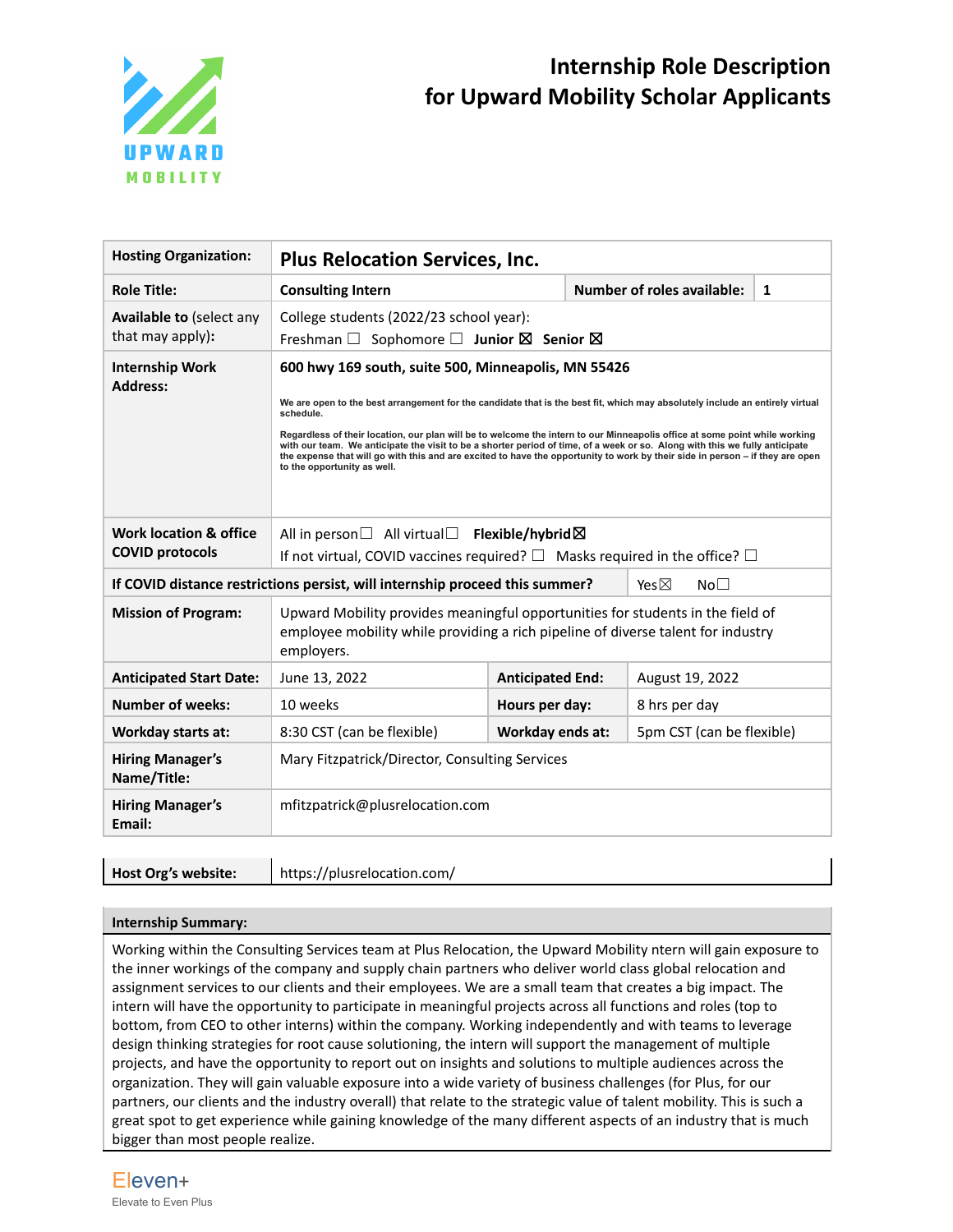UPWARD MOBILITY

# Internship Role Description for Upward Mobility Scholar Applicants

| | | | |
|---|---|---|---|
| **Hosting Organization:** | **Plus Relocation Services, Inc.** | | |
| **Role Title:** | **Consulting Intern** | **Number of roles available:** | **1** |
| **Available to** (select any that may apply): | College students (2022/23 school year): Freshman ☐ Sophomore ☐ **Junior ☒ Senior ☒** | | |
| **Internship Work Address:** | **600 hwy 169 south, suite 500, Minneapolis, MN 55426**<br><br>**We are open to the best arrangement for the candidate that is the best fit, which may absolutely include an entirely virtual schedule.**<br><br>**Regardless of their location, our plan will be to welcome the intern to our Minneapolis office at some point while working with our team. We anticipate the visit to be a shorter period of time, of a week or so. Along with this we fully anticipate the expense that will go with this and are excited to have the opportunity to work by their side in person – if they are open to the opportunity as well.** | | |
| **Work location & office COVID protocols** | All in person☐ All virtual☐ **Flexible/hybrid**☒<br>If not virtual, COVID vaccines required? ☐ Masks required in the office? ☐ | | |
| **If COVID distance restrictions persist, will internship proceed this summer?** | | Yes☒ | No☐ |
| **Mission of Program:** | Upward Mobility provides meaningful opportunities for students in the field of employee mobility while providing a rich pipeline of diverse talent for industry employers. | | |
| **Anticipated Start Date:** | June 13, 2022 | **Anticipated End:** | August 19, 2022 |
| **Number of weeks:** | 10 weeks | **Hours per day:** | 8 hrs per day |
| **Workday starts at:** | 8:30 CST (can be flexible) | **Workday ends at:** | 5pm CST (can be flexible) |
| **Hiring Manager's Name/Title:** | Mary Fitzpatrick/Director, Consulting Services | | |
| **Hiring Manager's Email:** | mfitzpatrick@plusrelocation.com | | |

| | |
|---|---|
| **Host Org's website:** | https://plusrelocation.com/ |

**Internship Summary:**

Working within the Consulting Services team at Plus Relocation, the Upward Mobility ntern will gain exposure to the inner workings of the company and supply chain partners who deliver world class global relocation and assignment services to our clients and their employees. We are a small team that creates a big impact. The intern will have the opportunity to participate in meaningful projects across all functions and roles (top to bottom, from CEO to other interns) within the company. Working independently and with teams to leverage design thinking strategies for root cause solutioning, the intern will support the management of multiple projects, and have the opportunity to report out on insights and solutions to multiple audiences across the organization. They will gain valuable exposure into a wide variety of business challenges (for Plus, for our partners, our clients and the industry overall) that relate to the strategic value of talent mobility. This is such a great spot to get experience while gaining knowledge of the many different aspects of an industry that is much bigger than most people realize.

Eleven+
Elevate to Even Plus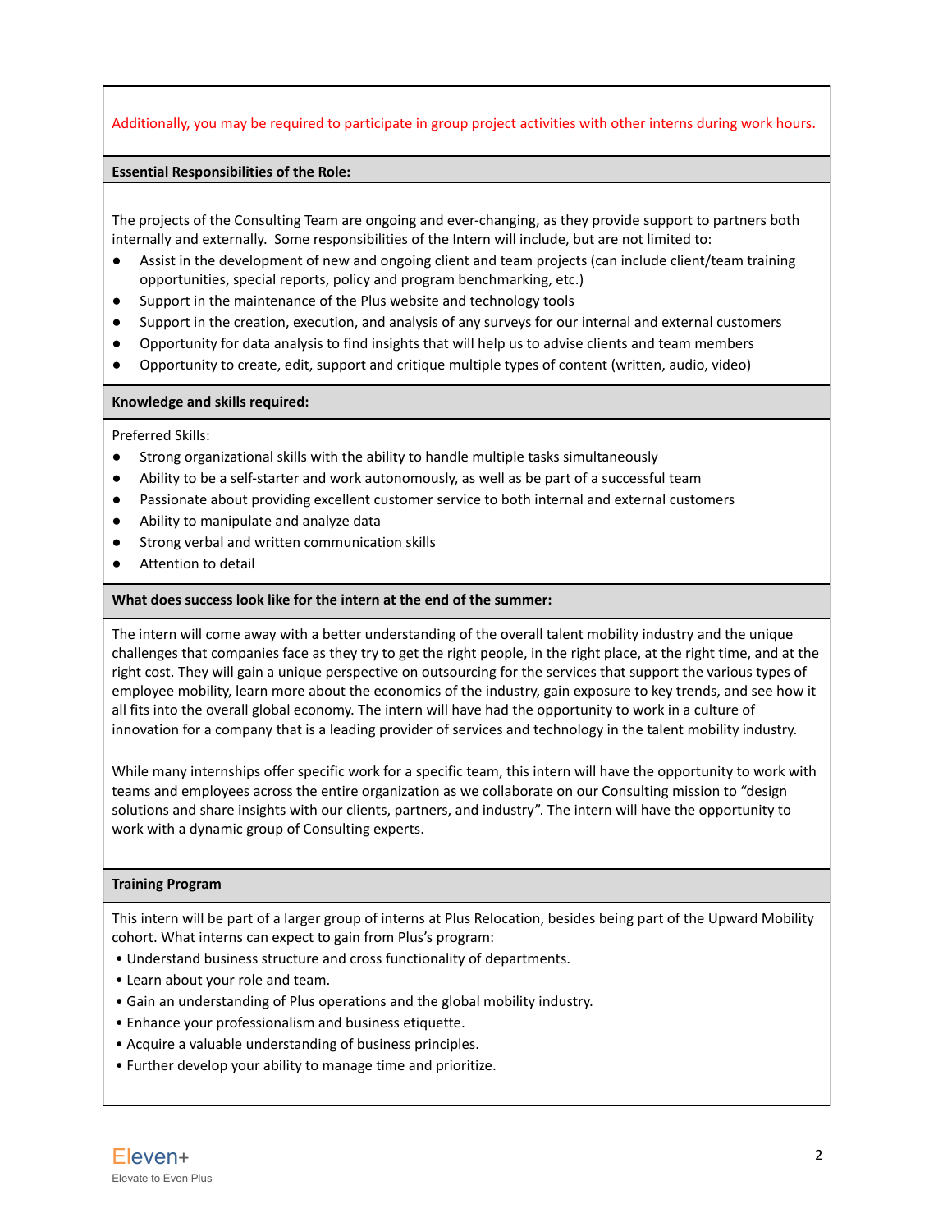Additionally, you may be required to participate in group project activities with other interns during work hours.

**Essential Responsibilities of the Role:**

The projects of the Consulting Team are ongoing and ever-changing, as they provide support to partners both internally and externally. Some responsibilities of the Intern will include, but are not limited to:

- Assist in the development of new and ongoing client and team projects (can include client/team training opportunities, special reports, policy and program benchmarking, etc.)
- Support in the maintenance of the Plus website and technology tools
- Support in the creation, execution, and analysis of any surveys for our internal and external customers
- Opportunity for data analysis to find insights that will help us to advise clients and team members
- Opportunity to create, edit, support and critique multiple types of content (written, audio, video)

**Knowledge and skills required:**

Preferred Skills:

- Strong organizational skills with the ability to handle multiple tasks simultaneously
- Ability to be a self-starter and work autonomously, as well as be part of a successful team
- Passionate about providing excellent customer service to both internal and external customers
- Ability to manipulate and analyze data
- Strong verbal and written communication skills
- Attention to detail

**What does success look like for the intern at the end of the summer:**

The intern will come away with a better understanding of the overall talent mobility industry and the unique challenges that companies face as they try to get the right people, in the right place, at the right time, and at the right cost. They will gain a unique perspective on outsourcing for the services that support the various types of employee mobility, learn more about the economics of the industry, gain exposure to key trends, and see how it all fits into the overall global economy. The intern will have had the opportunity to work in a culture of innovation for a company that is a leading provider of services and technology in the talent mobility industry.

While many internships offer specific work for a specific team, this intern will have the opportunity to work with teams and employees across the entire organization as we collaborate on our Consulting mission to "design solutions and share insights with our clients, partners, and industry". The intern will have the opportunity to work with a dynamic group of Consulting experts.

**Training Program**

This intern will be part of a larger group of interns at Plus Relocation, besides being part of the Upward Mobility cohort. What interns can expect to gain from Plus's program:

- Understand business structure and cross functionality of departments.
- Learn about your role and team.
- Gain an understanding of Plus operations and the global mobility industry.
- Enhance your professionalism and business etiquette.
- Acquire a valuable understanding of business principles.
- Further develop your ability to manage time and prioritize.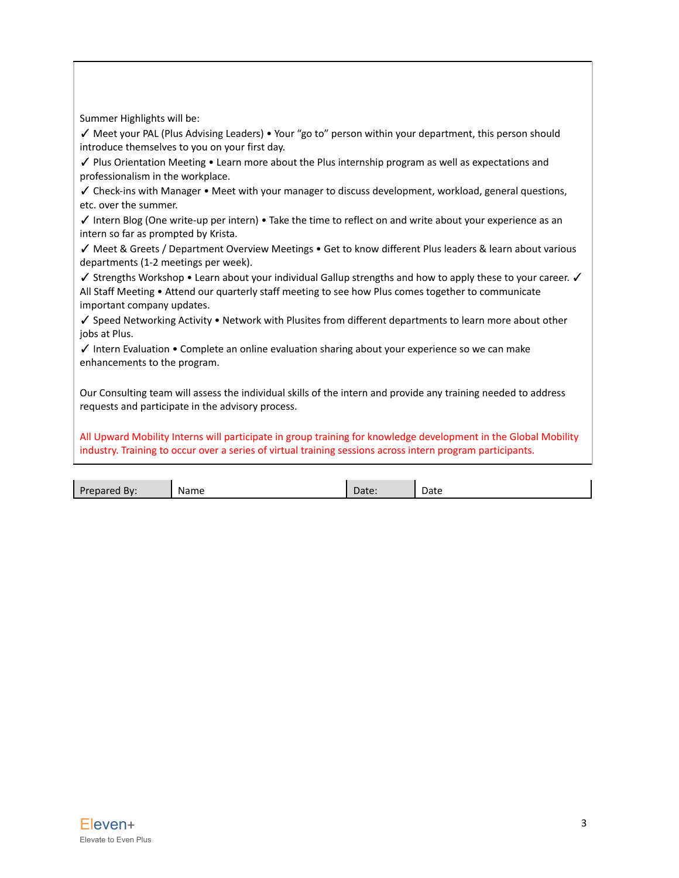Summer Highlights will be:

✓ Meet your PAL (Plus Advising Leaders) • Your "go to" person within your department, this person should introduce themselves to you on your first day.

✓ Plus Orientation Meeting • Learn more about the Plus internship program as well as expectations and professionalism in the workplace.

✓ Check-ins with Manager • Meet with your manager to discuss development, workload, general questions, etc. over the summer.

✓ Intern Blog (One write-up per intern) • Take the time to reflect on and write about your experience as an intern so far as prompted by Krista.

✓ Meet & Greets / Department Overview Meetings • Get to know different Plus leaders & learn about various departments (1-2 meetings per week).

✓ Strengths Workshop • Learn about your individual Gallup strengths and how to apply these to your career.

✓ All Staff Meeting • Attend our quarterly staff meeting to see how Plus comes together to communicate important company updates.

✓ Speed Networking Activity • Network with Plusites from different departments to learn more about other jobs at Plus.

✓ Intern Evaluation • Complete an online evaluation sharing about your experience so we can make enhancements to the program.

Our Consulting team will assess the individual skills of the intern and provide any training needed to address requests and participate in the advisory process.

All Upward Mobility Interns will participate in group training for knowledge development in the Global Mobility industry. Training to occur over a series of virtual training sessions across intern program participants.

| | | | |
|---|---|---|---|
| Prepared By: | Name | Date: | Date |

Eleven+
Elevate to Even Plus